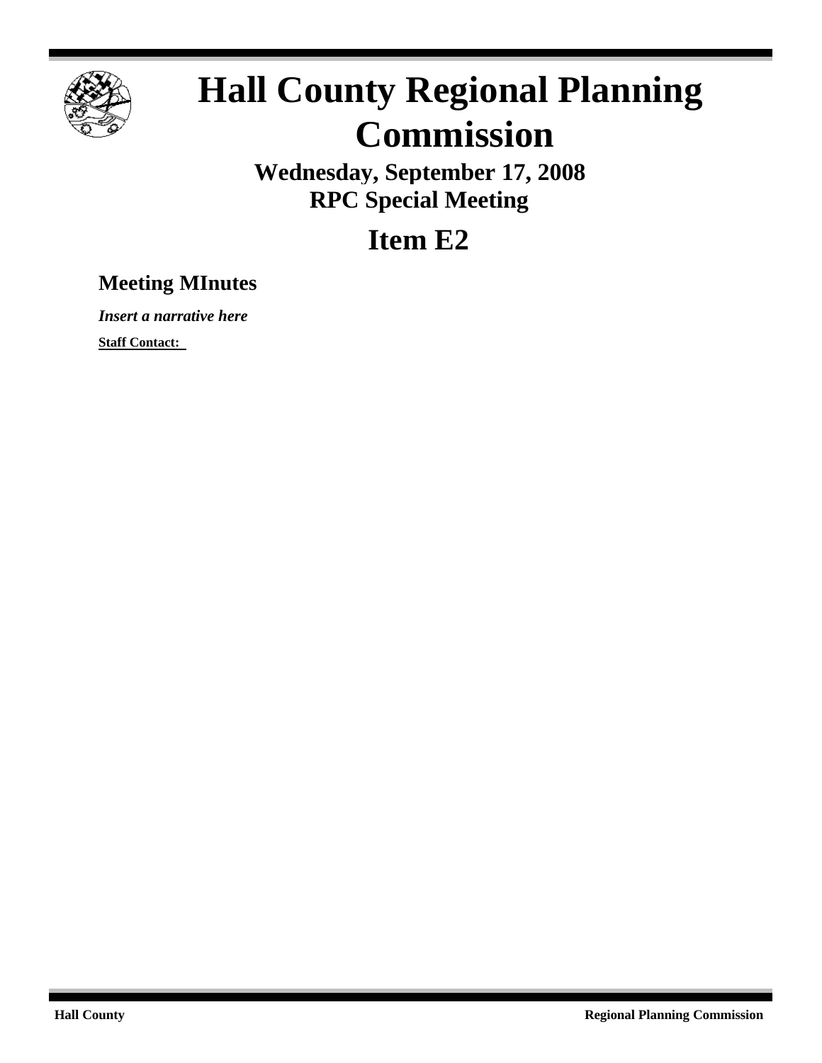# Hall County Regional Planning Commission

**Wednesday, September 17, 2008**
**RPC Special Meeting**

## Item E2

### Meeting MInutes

***Insert a narrative here***

**Staff Contact:**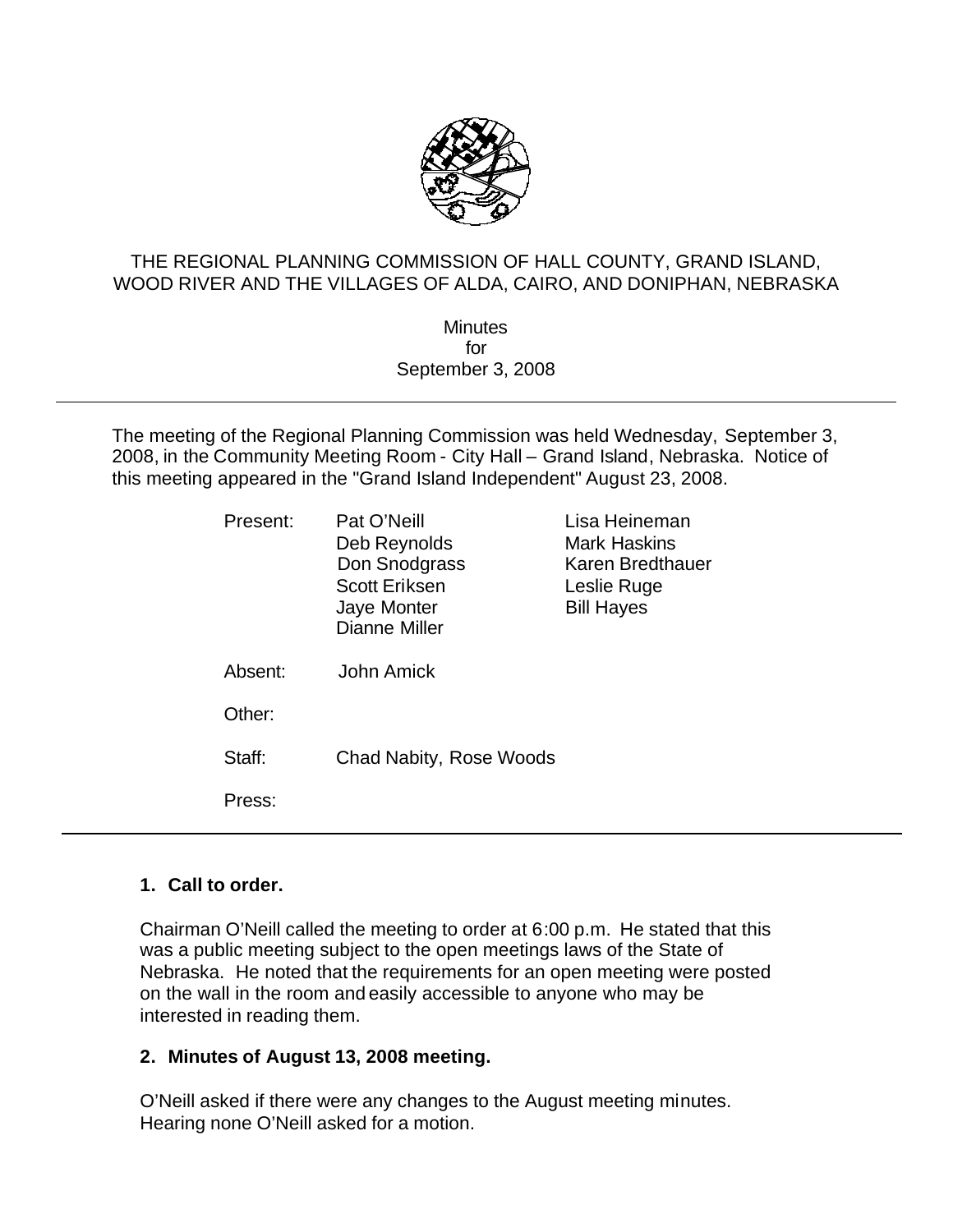THE REGIONAL PLANNING COMMISSION OF HALL COUNTY, GRAND ISLAND, WOOD RIVER AND THE VILLAGES OF ALDA, CAIRO, AND DONIPHAN, NEBRASKA

Minutes
for
September 3, 2008

---

The meeting of the Regional Planning Commission was held Wednesday, September 3, 2008, in the Community Meeting Room - City Hall – Grand Island, Nebraska. Notice of this meeting appeared in the "Grand Island Independent" August 23, 2008.

| | | |
|---|---|---|
| Present: | Pat O'Neill | Lisa Heineman |
| | Deb Reynolds | Mark Haskins |
| | Don Snodgrass | Karen Bredthauer |
| | Scott Eriksen | Leslie Ruge |
| | Jaye Monter | Bill Hayes |
| | Dianne Miller | |
| Absent: | John Amick | |
| Other: | | |
| Staff: | Chad Nabity, Rose Woods | |
| Press: | | |

---

**1. Call to order.**

Chairman O'Neill called the meeting to order at 6:00 p.m. He stated that this was a public meeting subject to the open meetings laws of the State of Nebraska. He noted that the requirements for an open meeting were posted on the wall in the room and easily accessible to anyone who may be interested in reading them.

**2. Minutes of August 13, 2008 meeting.**

O'Neill asked if there were any changes to the August meeting minutes. Hearing none O'Neill asked for a motion.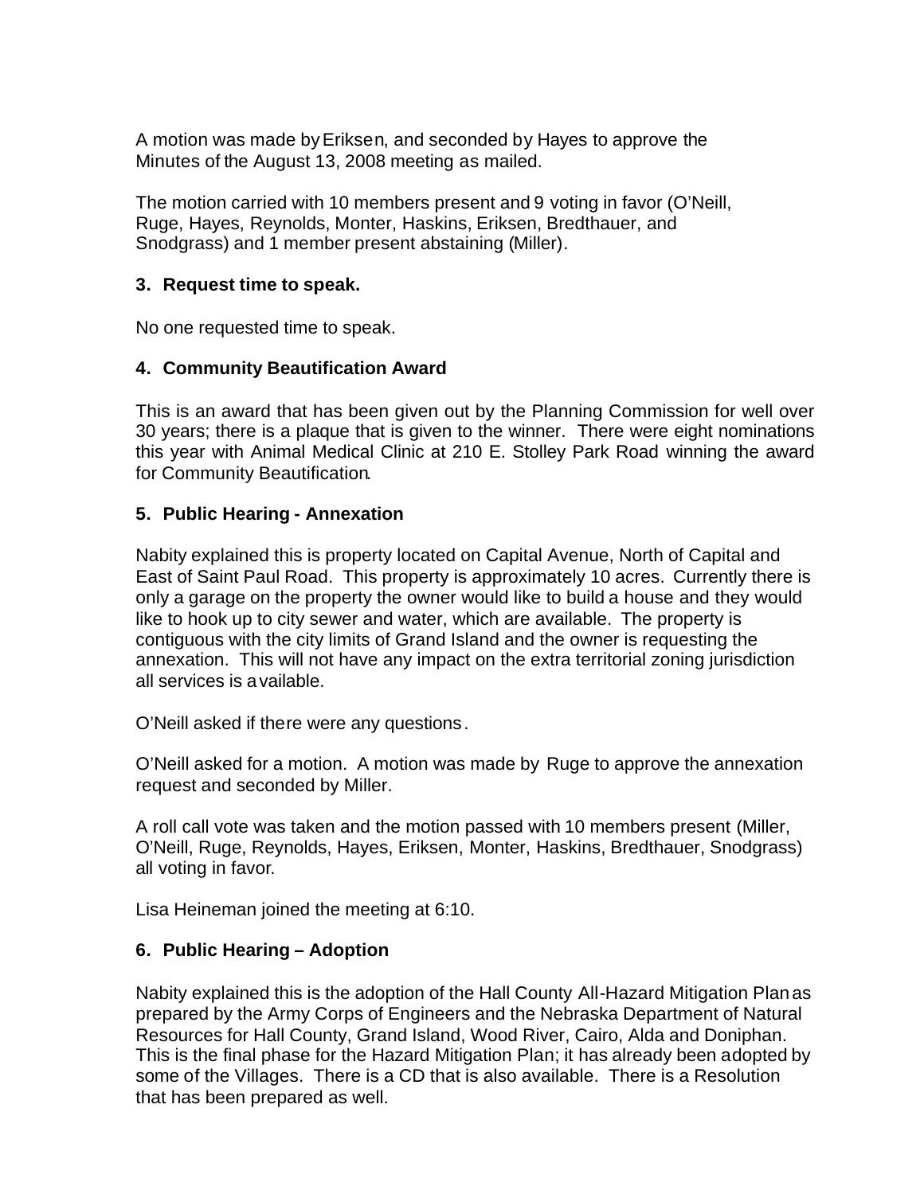A motion was made by Eriksen, and seconded by Hayes to approve the Minutes of the August 13, 2008 meeting as mailed.

The motion carried with 10 members present and 9 voting in favor (O'Neill, Ruge, Hayes, Reynolds, Monter, Haskins, Eriksen, Bredthauer, and Snodgrass) and 1 member present abstaining (Miller).

### 3. Request time to speak.

No one requested time to speak.

### 4. Community Beautification Award

This is an award that has been given out by the Planning Commission for well over 30 years; there is a plaque that is given to the winner. There were eight nominations this year with Animal Medical Clinic at 210 E. Stolley Park Road winning the award for Community Beautification.

### 5. Public Hearing - Annexation

Nabity explained this is property located on Capital Avenue, North of Capital and East of Saint Paul Road. This property is approximately 10 acres. Currently there is only a garage on the property the owner would like to build a house and they would like to hook up to city sewer and water, which are available. The property is contiguous with the city limits of Grand Island and the owner is requesting the annexation. This will not have any impact on the extra territorial zoning jurisdiction all services is available.

O'Neill asked if there were any questions.

O'Neill asked for a motion. A motion was made by Ruge to approve the annexation request and seconded by Miller.

A roll call vote was taken and the motion passed with 10 members present (Miller, O'Neill, Ruge, Reynolds, Hayes, Eriksen, Monter, Haskins, Bredthauer, Snodgrass) all voting in favor.

Lisa Heineman joined the meeting at 6:10.

### 6. Public Hearing – Adoption

Nabity explained this is the adoption of the Hall County All-Hazard Mitigation Plan as prepared by the Army Corps of Engineers and the Nebraska Department of Natural Resources for Hall County, Grand Island, Wood River, Cairo, Alda and Doniphan. This is the final phase for the Hazard Mitigation Plan; it has already been adopted by some of the Villages. There is a CD that is also available. There is a Resolution that has been prepared as well.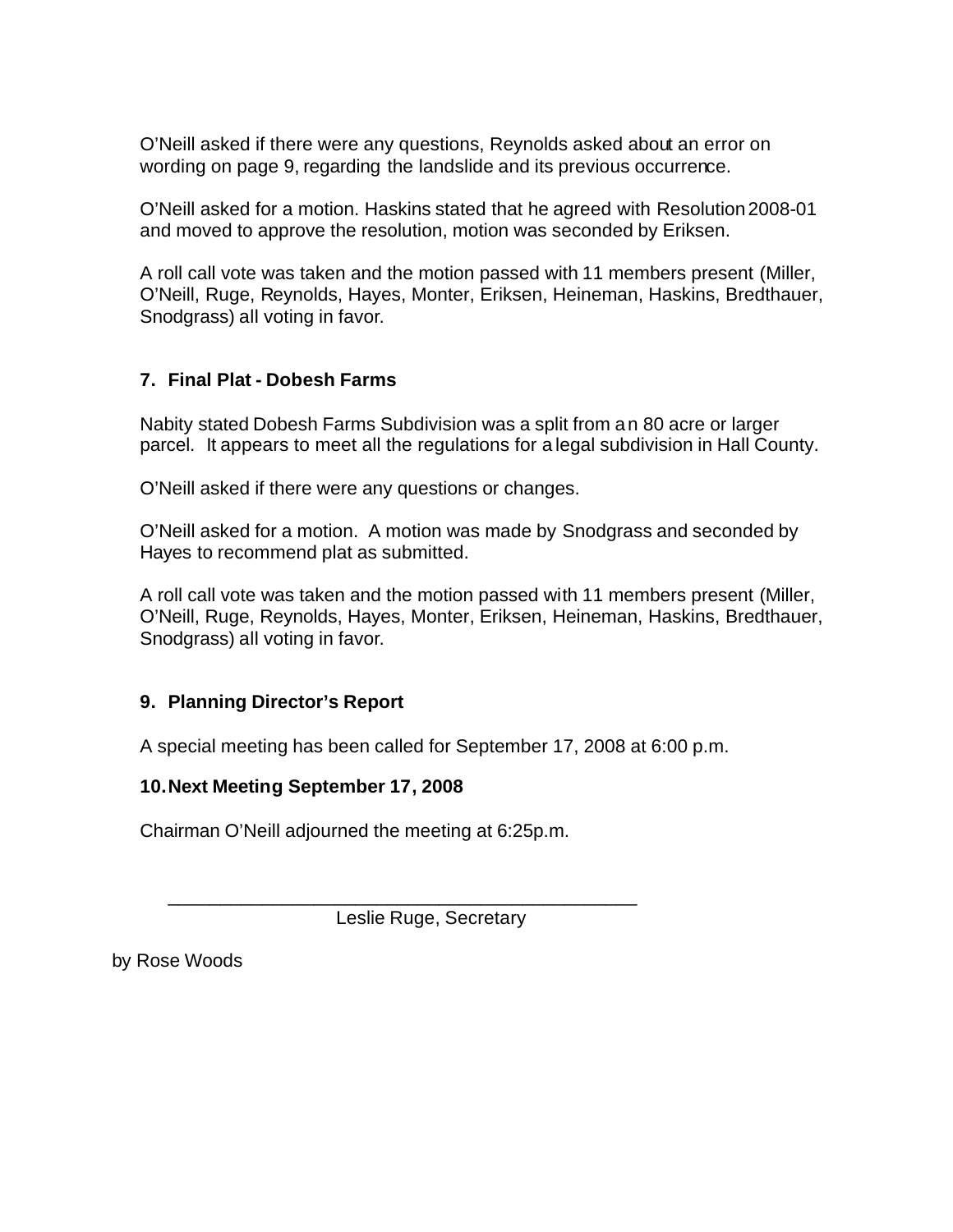O'Neill asked if there were any questions, Reynolds asked about an error on wording on page 9, regarding the landslide and its previous occurrence.

O'Neill asked for a motion. Haskins stated that he agreed with Resolution 2008-01 and moved to approve the resolution, motion was seconded by Eriksen.

A roll call vote was taken and the motion passed with 11 members present (Miller, O'Neill, Ruge, Reynolds, Hayes, Monter, Eriksen, Heineman, Haskins, Bredthauer, Snodgrass) all voting in favor.

### 7. Final Plat - Dobesh Farms

Nabity stated Dobesh Farms Subdivision was a split from an 80 acre or larger parcel. It appears to meet all the regulations for a legal subdivision in Hall County.

O'Neill asked if there were any questions or changes.

O'Neill asked for a motion. A motion was made by Snodgrass and seconded by Hayes to recommend plat as submitted.

A roll call vote was taken and the motion passed with 11 members present (Miller, O'Neill, Ruge, Reynolds, Hayes, Monter, Eriksen, Heineman, Haskins, Bredthauer, Snodgrass) all voting in favor.

### 9. Planning Director's Report

A special meeting has been called for September 17, 2008 at 6:00 p.m.

### 10. Next Meeting September 17, 2008

Chairman O'Neill adjourned the meeting at 6:25p.m.

___________________________________________

Leslie Ruge, Secretary

by Rose Woods